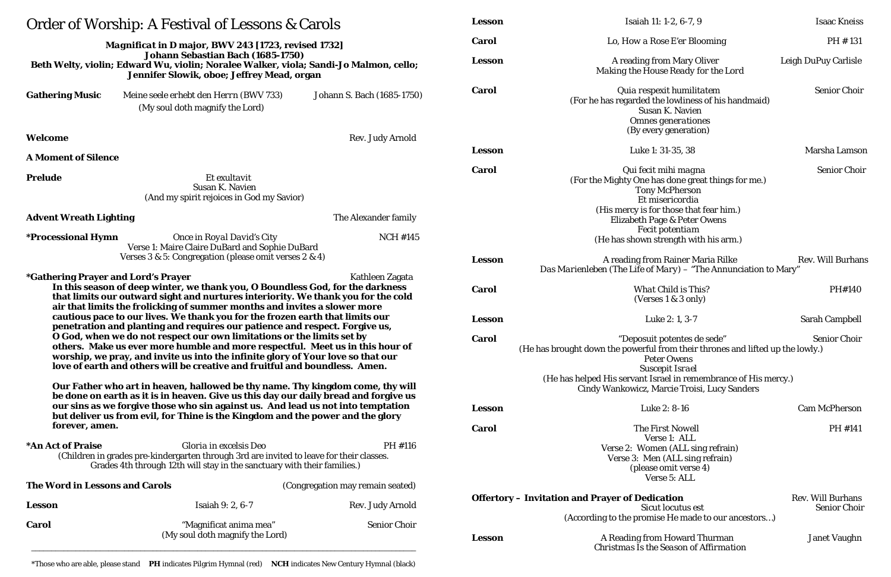# Order of Worship: A Festival of Lessons & Carols

**Magnificat in D major, BWV 243 [1723, revised 1732]**
**Johann Sebastian Bach (1685-1750)**
**Beth Welty, violin; Edward Wu, violin; Noralee Walker, viola; Sandi-Jo Malmon, cello; Jennifer Slowik, oboe; Jeffrey Mead, organ**

**Gathering Music** — *Meine seele erhebt den Herrn* (BWV 733) (My soul doth magnify the Lord) — Johann S. Bach (1685-1750)

**Welcome** — Rev. Judy Arnold

**A Moment of Silence**

**Prelude** — *Et exultavit* — Susan K. Navien
(And my spirit rejoices in God my Savior)

**Advent Wreath Lighting** — The Alexander family

**\*Processional Hymn** — *Once in Royal David's City* — NCH #145
Verse 1: Maire Claire DuBard and Sophie DuBard
Verses 3 & 5: Congregation (please omit verses 2 & 4)

**\*Gathering Prayer and Lord's Prayer** — Kathleen Zagata

**In this season of deep winter, we thank you, O Boundless God, for the darkness that limits our outward sight and nurtures interiority. We thank you for the cold air that limits the frolicking of summer months and invites a slower more cautious pace to our lives. We thank you for the frozen earth that limits our penetration and planting and requires our patience and respect. Forgive us, O God, when we do not respect our own limitations or the limits set by others. Make us ever more humble and more respectful. Meet us in this hour of worship, we pray, and invite us into the infinite glory of Your love so that our love of earth and others will be creative and fruitful and boundless. Amen.**

**Our Father who art in heaven, hallowed be thy name. Thy kingdom come, thy will be done on earth as it is in heaven. Give us this day our daily bread and forgive us our sins as we forgive those who sin against us. And lead us not into temptation but deliver us from evil, for Thine is the Kingdom and the power and the glory forever, amen.**

**\*An Act of Praise** — *Gloria in excelsis Deo* — PH #116
(Children in grades pre-kindergarten through 3rd are invited to leave for their classes. Grades 4th through 12th will stay in the sanctuary with their families.)

**The Word in Lessons and Carols** — (Congregation may remain seated)

**Lesson** — Isaiah 9: 2, 6-7 — Rev. Judy Arnold

**Carol** — "Magnificat anima mea" (My soul doth magnify the Lord) — Senior Choir

**Lesson** — Isaiah 11: 1-2, 6-7, 9 — Isaac Kneiss

**Carol** — Lo, How a Rose E'er Blooming — PH # 131

**Lesson** — A reading from Mary Oliver, *Making the House Ready for the Lord* — Leigh DuPuy Carlisle

**Carol** — Senior Choir
*Quia respexit humilitatem*
(For he has regarded the lowliness of his handmaid)
Susan K. Navien
*Omnes generationes*
(By every generation)

**Lesson** — Luke 1: 31-35, 38 — Marsha Lamson

**Carol** — Senior Choir
*Qui fecit mihi magna*
(For the Mighty One has done great things for me.)
Tony McPherson
*Et misericordia*
(His mercy is for those that fear him.)
Elizabeth Page & Peter Owens
*Fecit potentiam*
(He has shown strength with his arm.)

**Lesson** — A reading from Rainer Maria Rilke, *Das Marienleben (The Life of Mary)* – "The Annunciation to Mary" — Rev. Will Burhans

**Carol** — *What Child is This?* (Verses 1 & 3 only) — PH#140

**Lesson** — Luke 2: 1, 3-7 — Sarah Campbell

**Carol** — Senior Choir
"Deposuit potentes de sede"
(He has brought down the powerful from their thrones and lifted up the lowly.)
Peter Owens
*Suscepit Israel*
(He has helped His servant Israel in remembrance of His mercy.)
Cindy Wankowicz, Marcie Troisi, Lucy Sanders

**Lesson** — Luke 2: 8-16 — Cam McPherson

**Carol** — *The First Nowell* — PH #141
Verse 1: ALL
Verse 2: Women (ALL sing refrain)
Verse 3: Men (ALL sing refrain)
(please omit verse 4)
Verse 5: ALL

**Offertory – Invitation and Prayer of Dedication** — Rev. Will Burhans
*Sicut locutus est* — Senior Choir
(According to the promise He made to our ancestors…)

**Lesson** — A Reading from Howard Thurman, *Christmas Is the Season of Affirmation* — Janet Vaughn

\*Those who are able, please stand  **PH** indicates Pilgrim Hymnal (red)  **NCH** indicates New Century Hymnal (black)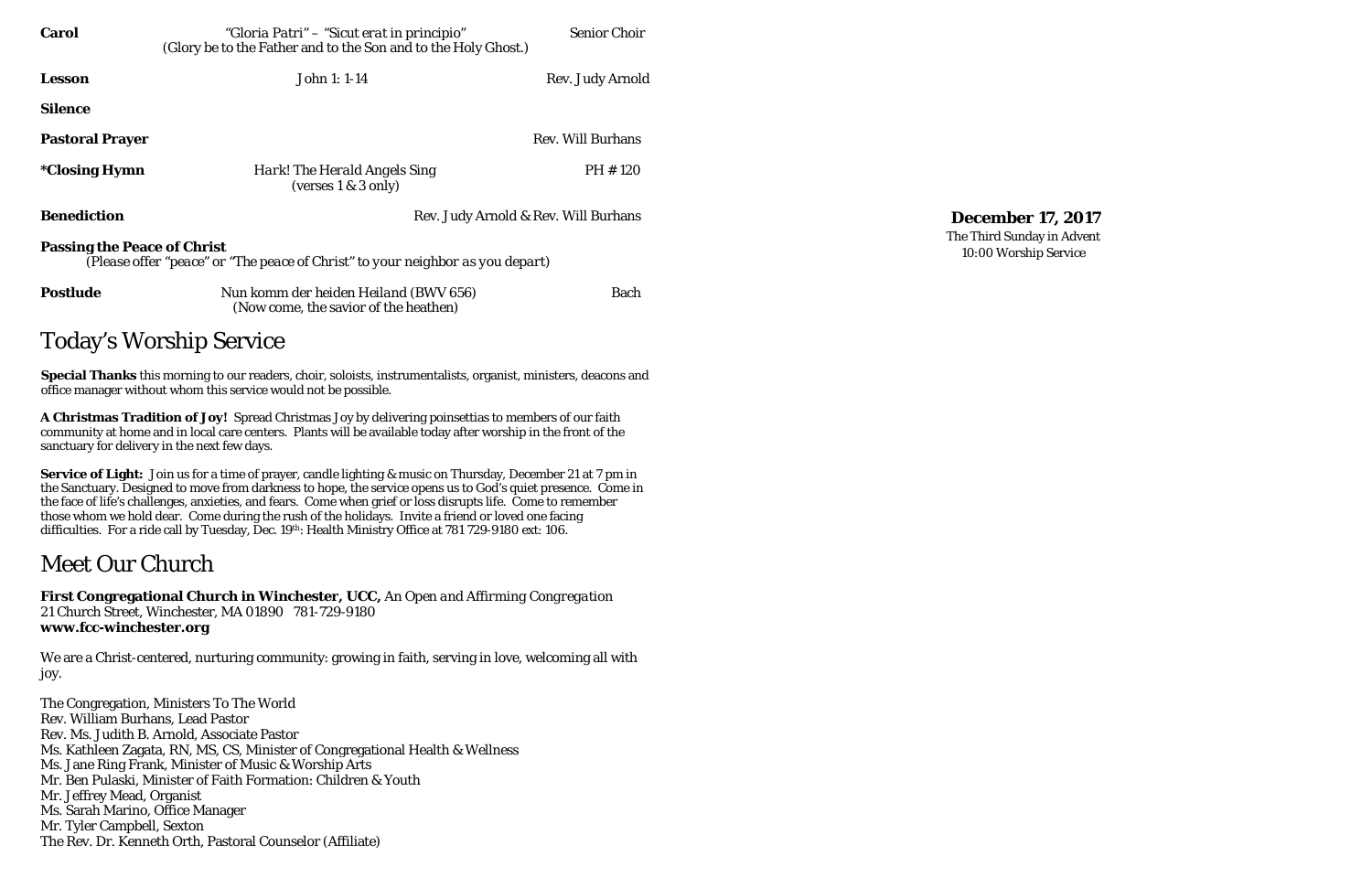**Carol** — *"Gloria Patri" – "Sicut erat in principio"* — Senior Choir
(Glory be to the Father and to the Son and to the Holy Ghost.)

**Lesson** — John 1: 1-14 — Rev. Judy Arnold

**Silence**

**Pastoral Prayer** — Rev. Will Burhans

***Closing Hymn** — *Hark! The Herald Angels Sing* (verses 1 & 3 only) — PH # 120

**Benediction** — Rev. Judy Arnold & Rev. Will Burhans

**Passing the Peace of Christ**
*(Please offer "peace" or "The peace of Christ" to your neighbor as you depart)*

**Postlude** — *Nun komm der heiden Heiland (BWV 656)* — Bach
(Now come, the savior of the heathen)

# Today's Worship Service

**Special Thanks** this morning to our readers, choir, soloists, instrumentalists, organist, ministers, deacons and office manager without whom this service would not be possible.

**A Christmas Tradition of Joy!** Spread Christmas Joy by delivering poinsettias to members of our faith community at home and in local care centers. Plants will be available today after worship in the front of the sanctuary for delivery in the next few days.

**Service of Light:** Join us for a time of prayer, candle lighting & music on Thursday, December 21 at 7 pm in the Sanctuary. Designed to move from darkness to hope, the service opens us to God's quiet presence. Come in the face of life's challenges, anxieties, and fears. Come when grief or loss disrupts life. Come to remember those whom we hold dear. Come during the rush of the holidays. Invite a friend or loved one facing difficulties. For a ride call by Tuesday, Dec. 19th: Health Ministry Office at 781 729-9180 ext: 106.

# Meet Our Church

**First Congregational Church in Winchester, UCC,** *An Open and Affirming Congregation*
21 Church Street, Winchester, MA 01890 781-729-9180
**www.fcc-winchester.org**

We are a Christ-centered, nurturing community: growing in faith, serving in love, welcoming all with joy.

The Congregation, Ministers To The World
Rev. William Burhans, Lead Pastor
Rev. Ms. Judith B. Arnold, Associate Pastor
Ms. Kathleen Zagata, RN, MS, CS, Minister of Congregational Health & Wellness
Ms. Jane Ring Frank, Minister of Music & Worship Arts
Mr. Ben Pulaski, Minister of Faith Formation: Children & Youth
Mr. Jeffrey Mead, Organist
Ms. Sarah Marino, Office Manager
Mr. Tyler Campbell, Sexton
The Rev. Dr. Kenneth Orth, Pastoral Counselor (Affiliate)

**December 17, 2017**
The Third Sunday in Advent
10:00 Worship Service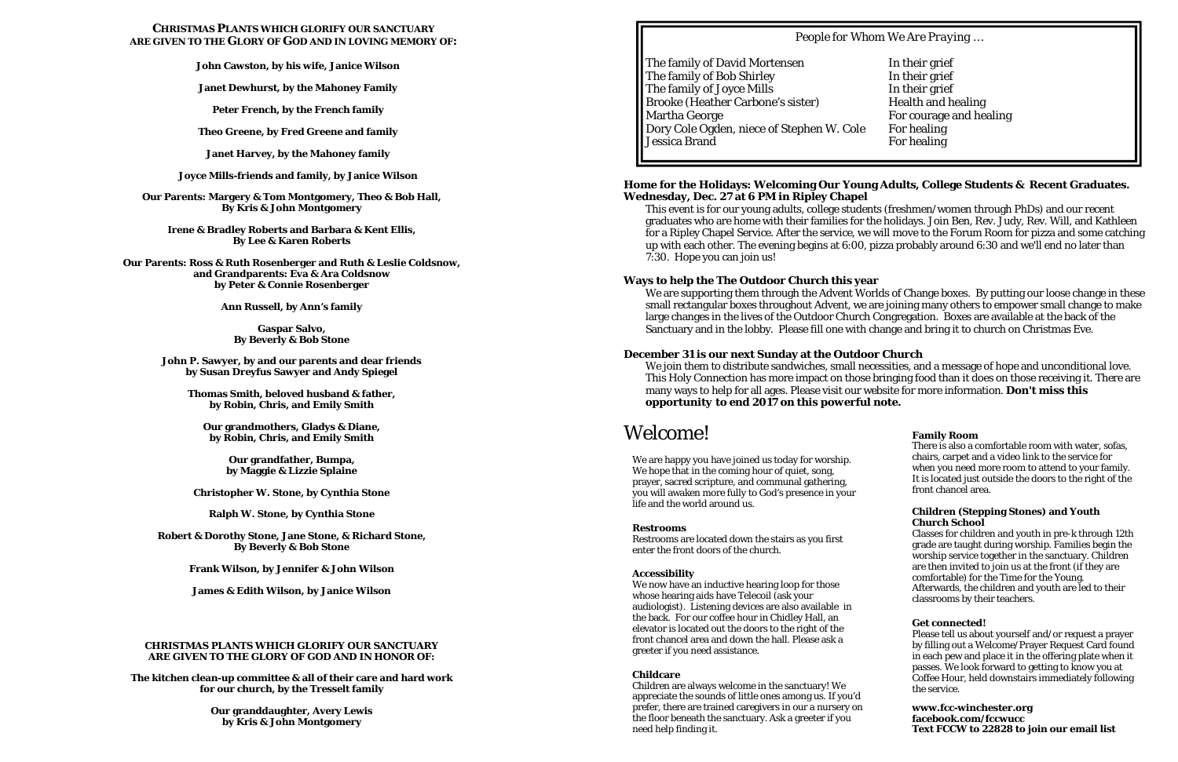**CHRISTMAS PLANTS WHICH GLORIFY OUR SANCTUARY ARE GIVEN TO THE GLORY OF GOD AND IN LOVING MEMORY OF:**

**John Cawston, by his wife, Janice Wilson**

**Janet Dewhurst, by the Mahoney Family**

**Peter French, by the French family**

**Theo Greene, by Fred Greene and family**

**Janet Harvey, by the Mahoney family**

**Joyce Mills-friends and family, by Janice Wilson**

**Our Parents: Margery & Tom Montgomery, Theo & Bob Hall, By Kris & John Montgomery**

**Irene & Bradley Roberts and Barbara & Kent Ellis, By Lee & Karen Roberts**

**Our Parents: Ross & Ruth Rosenberger and Ruth & Leslie Coldsnow, and Grandparents: Eva & Ara Coldsnow by Peter & Connie Rosenberger**

**Ann Russell, by Ann's family**

**Gaspar Salvo, By Beverly & Bob Stone**

**John P. Sawyer, by and our parents and dear friends by Susan Dreyfus Sawyer and Andy Spiegel**

**Thomas Smith, beloved husband & father, by Robin, Chris, and Emily Smith**

**Our grandmothers, Gladys & Diane, by Robin, Chris, and Emily Smith**

**Our grandfather, Bumpa, by Maggie & Lizzie Splaine**

**Christopher W. Stone, by Cynthia Stone**

**Ralph W. Stone, by Cynthia Stone**

**Robert & Dorothy Stone, Jane Stone, & Richard Stone, By Beverly & Bob Stone**

**Frank Wilson, by Jennifer & John Wilson**

**James & Edith Wilson, by Janice Wilson**

**CHRISTMAS PLANTS WHICH GLORIFY OUR SANCTUARY ARE GIVEN TO THE GLORY OF GOD AND IN HONOR OF:**

**The kitchen clean-up committee & all of their care and hard work for our church, by the Tresselt family**

**Our granddaughter, Avery Lewis by Kris & John Montgomery**

*People for Whom We Are Praying …*

| | |
|---|---|
| The family of David Mortensen | In their grief |
| The family of Bob Shirley | In their grief |
| The family of Joyce Mills | In their grief |
| Brooke (Heather Carbone's sister) | Health and healing |
| Martha George | For courage and healing |
| Dory Cole Ogden, niece of Stephen W. Cole | For healing |
| Jessica Brand | For healing |

**Home for the Holidays: Welcoming Our Young Adults, College Students & Recent Graduates. Wednesday, Dec. 27 at 6 PM in Ripley Chapel**

This event is for our young adults, college students (freshmen/women through PhDs) and our recent graduates who are home with their families for the holidays. Join Ben, Rev. Judy, Rev. Will, and Kathleen for a Ripley Chapel Service. After the service, we will move to the Forum Room for pizza and some catching up with each other. The evening begins at 6:00, pizza probably around 6:30 and we'll end no later than 7:30. Hope you can join us!

**Ways to help the The Outdoor Church this year**

We are supporting them through the Advent Worlds of Change boxes. By putting our loose change in these small rectangular boxes throughout Advent, we are joining many others to empower small change to make large changes in the lives of the Outdoor Church Congregation. Boxes are available at the back of the Sanctuary and in the lobby. Please fill one with change and bring it to church on Christmas Eve.

**December 31 is our next Sunday at the Outdoor Church**

We join them to distribute sandwiches, small necessities, and a message of hope and unconditional love. This Holy Connection has more impact on those bringing food than it does on those receiving it. There are many ways to help for all ages. Please visit our website for more information. **Don't miss this opportunity to end 2017 on this powerful note.**

# Welcome!

We are happy you have joined us today for worship. We hope that in the coming hour of quiet, song, prayer, sacred scripture, and communal gathering, you will awaken more fully to God's presence in your life and the world around us.

**Restrooms**
Restrooms are located down the stairs as you first enter the front doors of the church.

**Accessibility**
We now have an inductive hearing loop for those whose hearing aids have Telecoil (ask your audiologist). Listening devices are also available in the back. For our coffee hour in Chidley Hall, an elevator is located out the doors to the right of the front chancel area and down the hall. Please ask a greeter if you need assistance.

**Childcare**
Children are always welcome in the sanctuary! We appreciate the sounds of little ones among us. If you'd prefer, there are trained caregivers in our a nursery on the floor beneath the sanctuary. Ask a greeter if you need help finding it.

**Family Room**
There is also a comfortable room with water, sofas, chairs, carpet and a video link to the service for when you need more room to attend to your family. It is located just outside the doors to the right of the front chancel area.

**Children (Stepping Stones) and Youth Church School**
Classes for children and youth in pre-k through 12th grade are taught during worship. Families begin the worship service together in the sanctuary. Children are then invited to join us at the front (if they are comfortable) for the Time for the Young. Afterwards, the children and youth are led to their classrooms by their teachers.

**Get connected!**
Please tell us about yourself and/or request a prayer by filling out a Welcome/Prayer Request Card found in each pew and place it in the offering plate when it passes. We look forward to getting to know you at Coffee Hour, held downstairs immediately following the service.

**www.fcc-winchester.org**
**facebook.com/fccwucc**
**Text FCCW to 22828 to join our email list**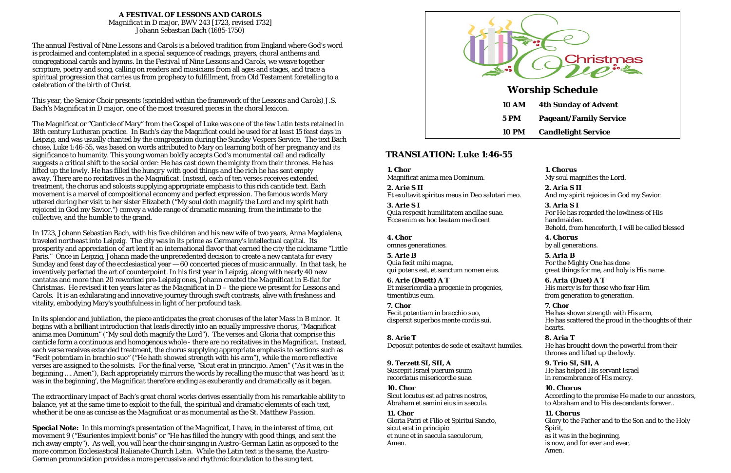**A FESTIVAL OF LESSONS AND CAROLS**
*Magnificat in D major*, BWV 243 [1723, revised 1732]
Johann Sebastian Bach (1685-1750)

*The annual Festival of Nine Lessons and Carols is a beloved tradition from England where God's word is proclaimed and contemplated in a special sequence of readings, prayers, choral anthems and congregational carols and hymns. In the Festival of Nine Lessons and Carols, we weave together scripture, poetry and song, calling on readers and musicians from all ages and stages, and trace a spiritual progression that carries us from prophecy to fulfillment, from Old Testament foretelling to a celebration of the birth of Christ.*

*This year, the Senior Choir presents (sprinkled within the framework of the Lessons and Carols) J.S. Bach's Magnificat in D major, one of the most treasured pieces in the choral lexicon.*

The Magnificat or "Canticle of Mary" from the Gospel of Luke was one of the few Latin texts retained in 18th century Lutheran practice. In Bach's day the Magnificat could be used for at least 15 feast days in Leipzig, and was usually chanted by the congregation during the Sunday Vespers Service. The text Bach chose, Luke 1:46-55, was based on words attributed to Mary on learning both of her pregnancy and its significance to humanity. This young woman boldly accepts God's monumental call and radically suggests a critical shift to the social order: *He has cast down the mighty from their thrones. He has lifted up the lowly. He has filled the hungry with good things and the rich he has sent empty away.* There are no recitatives in the *Magnificat*. Instead, each of ten verses receives extended treatment, the chorus and soloists supplying appropriate emphasis to this rich canticle text. Each movement is a marvel of compositional economy and perfect expression. The famous words Mary uttered during her visit to her sister Elizabeth ("My soul doth magnify the Lord and my spirit hath rejoiced in God my Savior.") convey a wide range of dramatic meaning, from the intimate to the collective, and the humble to the grand.

In 1723, Johann Sebastian Bach, with his five children and his new wife of two years, Anna Magdalena, traveled northeast into Leipzig. The city was in its prime as Germany's intellectual capital. Its prosperity and appreciation of art lent it an international flavor that earned the city the nickname "Little Paris." Once in Leipzig, Johann made the unprecedented decision to create a new cantata for every Sunday and feast day of the ecclesiastical year — 60 concerted pieces of music annually. In that task, he inventively perfected the art of counterpoint. In his first year in Leipzig, along with nearly 40 new cantatas and more than 20 reworked pre-Leipzig ones, Johann created the *Magnificat in E-flat* for Christmas. He revised it ten years later as the *Magnificat in D* – the piece we present for Lessons and Carols. It is an exhilarating and innovative journey through swift contrasts, alive with freshness and vitality, embodying Mary's youthfulness in light of her profound task.

In its splendor and jubilation, the piece anticipates the great choruses of the later *Mass in B minor*. It begins with a brilliant introduction that leads directly into an equally impressive chorus, "Magnificat anima mea Dominum" ("My soul doth magnify the Lord"). The verses and Gloria that comprise this canticle form a continuous and homogenous whole - there are no recitatives in the *Magnificat*. Instead, each verse receives extended treatment, the chorus supplying appropriate emphasis to sections such as "Fecit potentiam in brachio suo" ("He hath showed strength with his arm"), while the more reflective verses are assigned to the soloists. For the final verse, "Sicut erat in principio. Amen" ("As it was in the beginning …. Amen"), Bach appropriately mirrors the words by recalling the music that was heard 'as it was in the beginning', the *Magnificat* therefore ending as exuberantly and dramatically as it began.

The extraordinary impact of Bach's great choral works derives essentially from his remarkable ability to balance, yet at the same time to exploit to the full, the spiritual and dramatic elements of each text, whether it be one as concise as the *Magnificat* or as monumental as the *St. Matthew Passion*.

**Special Note:** In this morning's presentation of the *Magnificat*, I have, in the interest of time, cut movement 9 ("Esurientes implevit bonis" or "He has filled the hungry with good things, and sent the rich away empty"). As well, you will hear the choir singing in Austro-German Latin as opposed to the more common Ecclesiastical Italianate Church Latin. While the Latin text is the same, the Austro-German pronunciation provides a more percussive and rhythmic foundation to the sung text.

Christmas Eve

**Worship Schedule**

| | |
|---|---|
| **10 AM** | **4th Sunday of Advent** |
| **5 PM** | **Pageant/Family Service** |
| **10 PM** | **Candlelight Service** |

## TRANSLATION: Luke 1:46-55

| | |
|---|---|
| **1. Chor**<br>Magnificat anima mea Dominum. | **1. Chorus**<br>My soul magnifies the Lord. |
| **2. Arie S II**<br>Et exultavit spiritus meus in Deo salutari meo. | **2. Aria S II**<br>And my spirit rejoices in God my Savior. |
| **3. Arie S I**<br>Quia respexit humilitatem ancillae suae.<br>Ecce enim ex hoc beatam me dicent | **3. Aria S I**<br>For He has regarded the lowliness of His handmaiden.<br>Behold, from henceforth, I will be called blessed |
| **4. Chor**<br>omnes generationes. | **4. Chorus**<br>by all generations. |
| **5. Arie B**<br>Quia fecit mihi magna,<br>qui potens est, et sanctum nomen eius. | **5. Aria B**<br>For the Mighty One has done<br>great things for me, and holy is His name. |
| **6. Arie (Duett) A T**<br>Et misericordia a progenie in progenies,<br>timentibus eum. | **6. Aria (Duet) A T**<br>His mercy is for those who fear Him<br>from generation to generation. |
| **7. Chor**<br>Fecit potentiam in bracchio suo,<br>dispersit superbos mente cordis sui. | **7. Chor**<br>He has shown strength with His arm,<br>He has scattered the proud in the thoughts of their hearts. |
| **8. Arie T**<br>Deposuit potentes de sede et exaltavit humiles. | **8. Aria T**<br>He has brought down the powerful from their thrones and lifted up the lowly. |
| **9. Terzett SI, SII, A**<br>Suscepit Israel puerum suum<br>recordatus misericordie suae. | **9. Trio SI, SII, A**<br>He has helped His servant Israel<br>in remembrance of His mercy. |
| **10. Chor**<br>Sicut locutus est ad patres nostros,<br>Abraham et semini eius in saecula. | **10. Chorus**<br>According to the promise He made to our ancestors,<br>to Abraham and to His descendants forever.. |
| **11. Chor**<br>Gloria Patri et Filio et Spiritui Sancto,<br>sicut erat in principio<br>et nunc et in saecula saeculorum,<br>Amen. | **11. Chorus**<br>Glory to the Father and to the Son and to the Holy Spirit,<br>as it was in the beginning,<br>is now, and for ever and ever,<br>Amen. |